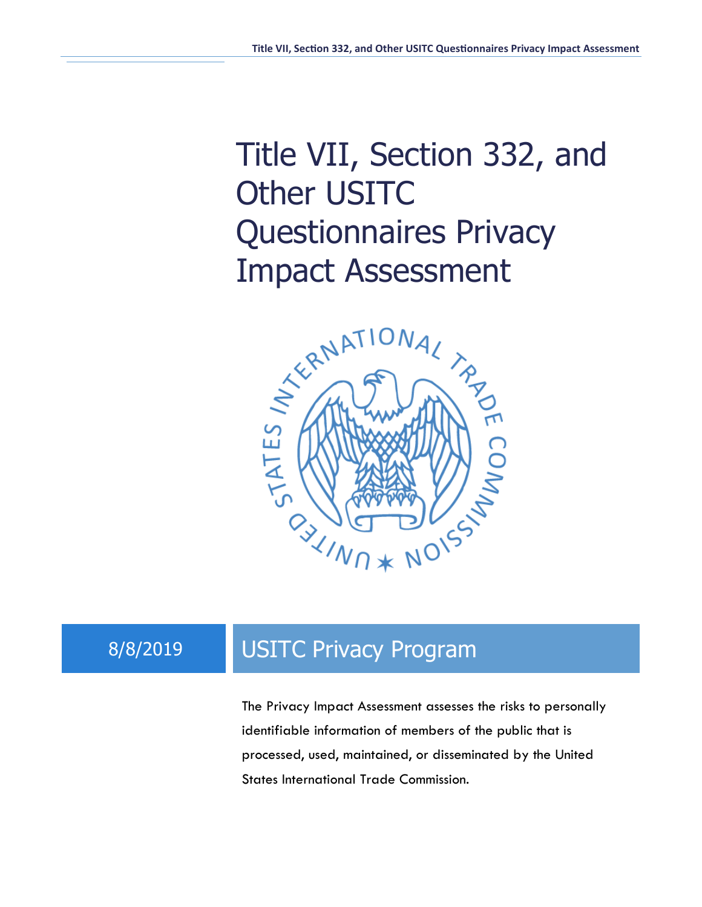# Title VII, Section 332, and Other USITC Questionnaires Privacy Impact Assessment

8/8/2019

## USITC Privacy Program

The Privacy Impact Assessment assesses the risks to personally identifiable information of members of the public that is processed, used, maintained, or disseminated by the United States International Trade Commission.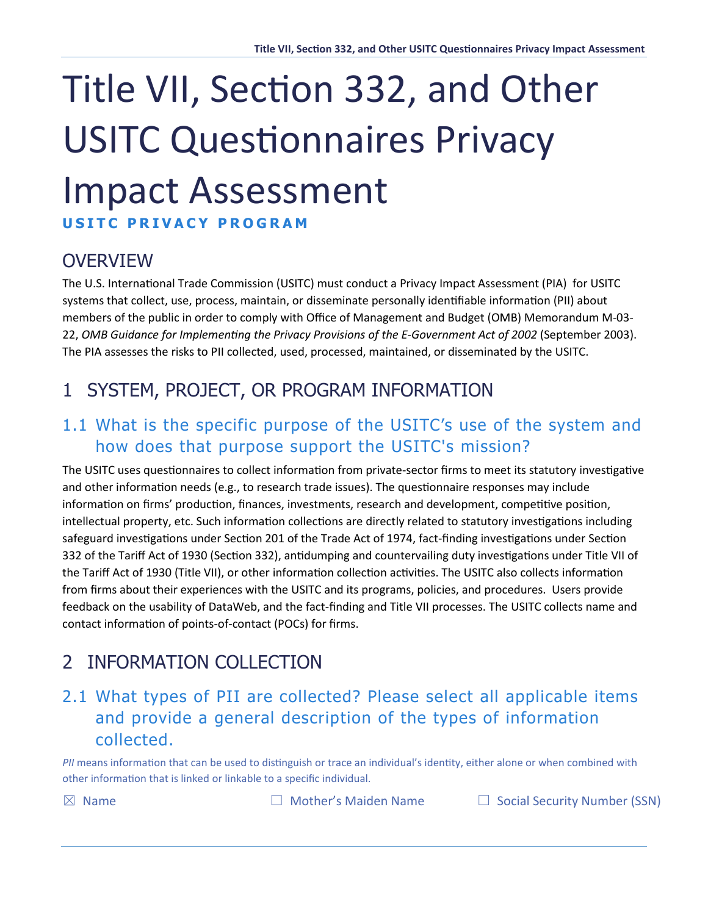# Title VII, Section 332, and Other USITC Questionnaires Privacy Impact Assessment

**USITC PRIVACY PROGRAM**

## OVERVIEW

The U.S. International Trade Commission (USITC) must conduct a Privacy Impact Assessment (PIA) for USITC systems that collect, use, process, maintain, or disseminate personally identifiable information (PII) about members of the public in order to comply with Office of Management and Budget (OMB) Memorandum M-03-22, *OMB Guidance for Implementing the Privacy Provisions of the E-Government Act of 2002* (September 2003). The PIA assesses the risks to PII collected, used, processed, maintained, or disseminated by the USITC.

## 1 SYSTEM, PROJECT, OR PROGRAM INFORMATION

### 1.1 What is the specific purpose of the USITC's use of the system and how does that purpose support the USITC's mission?

The USITC uses questionnaires to collect information from private-sector firms to meet its statutory investigative and other information needs (e.g., to research trade issues). The questionnaire responses may include information on firms' production, finances, investments, research and development, competitive position, intellectual property, etc. Such information collections are directly related to statutory investigations including safeguard investigations under Section 201 of the Trade Act of 1974, fact-finding investigations under Section 332 of the Tariff Act of 1930 (Section 332), antidumping and countervailing duty investigations under Title VII of the Tariff Act of 1930 (Title VII), or other information collection activities. The USITC also collects information from firms about their experiences with the USITC and its programs, policies, and procedures. Users provide feedback on the usability of DataWeb, and the fact-finding and Title VII processes. The USITC collects name and contact information of points-of-contact (POCs) for firms.

## 2 INFORMATION COLLECTION

### 2.1 What types of PII are collected? Please select all applicable items and provide a general description of the types of information collected.

*PII* means information that can be used to distinguish or trace an individual's identity, either alone or when combined with other information that is linked or linkable to a specific individual.

☒ Name ☐ Mother's Maiden Name ☐ Social Security Number (SSN)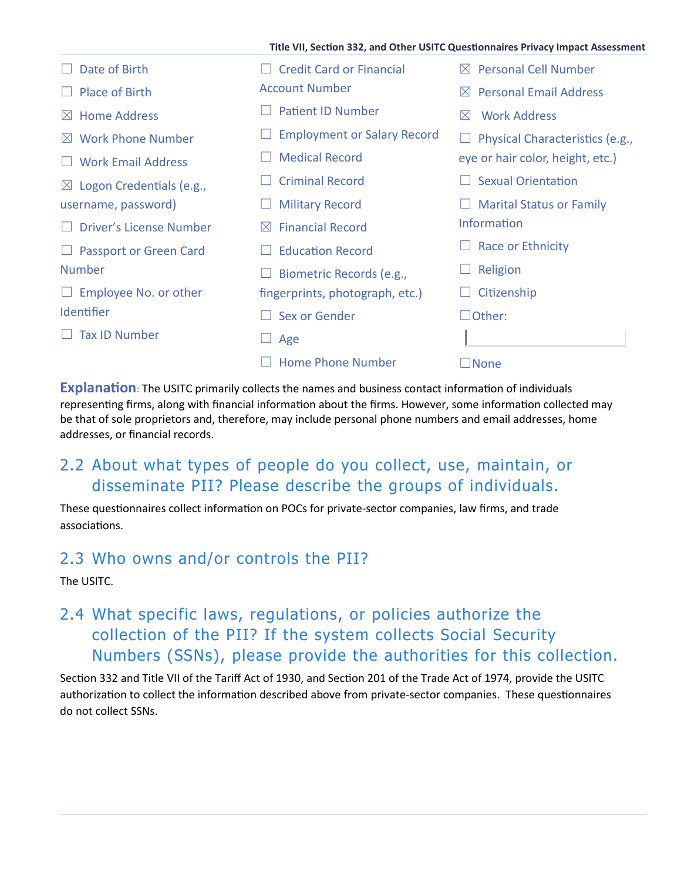- ☐ Date of Birth
- ☐ Place of Birth
- ☒ Home Address
- ☒ Work Phone Number
- ☐ Work Email Address
- ☒ Logon Credentials (e.g., username, password)
- ☐ Driver's License Number
- ☐ Passport or Green Card Number
- ☐ Employee No. or other Identifier
- ☐ Tax ID Number
- ☐ Credit Card or Financial Account Number
- ☐ Patient ID Number
- ☐ Employment or Salary Record
- ☐ Medical Record
- ☐ Criminal Record
- ☐ Military Record
- ☒ Financial Record
- ☐ Education Record
- ☐ Biometric Records (e.g., fingerprints, photograph, etc.)
- ☐ Sex or Gender
- ☐ Age
- ☐ Home Phone Number
- ☒ Personal Cell Number
- ☒ Personal Email Address
- ☒ Work Address
- ☐ Physical Characteristics (e.g., eye or hair color, height, etc.)
- ☐ Sexual Orientation
- ☐ Marital Status or Family Information
- ☐ Race or Ethnicity
- ☐ Religion
- ☐ Citizenship
- ☐ Other:
- ☐ None

**Explanation**: The USITC primarily collects the names and business contact information of individuals representing firms, along with financial information about the firms. However, some information collected may be that of sole proprietors and, therefore, may include personal phone numbers and email addresses, home addresses, or financial records.

## 2.2 About what types of people do you collect, use, maintain, or disseminate PII? Please describe the groups of individuals.

These questionnaires collect information on POCs for private-sector companies, law firms, and trade associations.

## 2.3 Who owns and/or controls the PII?

The USITC.

## 2.4 What specific laws, regulations, or policies authorize the collection of the PII? If the system collects Social Security Numbers (SSNs), please provide the authorities for this collection.

Section 332 and Title VII of the Tariff Act of 1930, and Section 201 of the Trade Act of 1974, provide the USITC authorization to collect the information described above from private-sector companies. These questionnaires do not collect SSNs.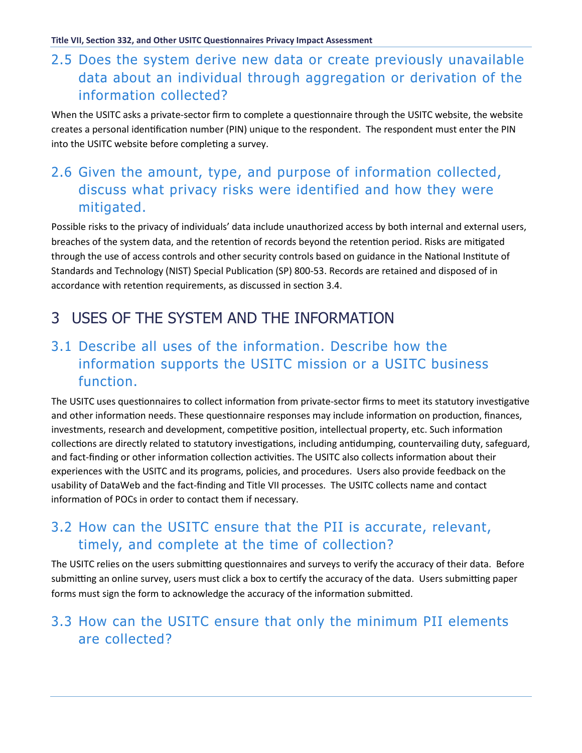## 2.5 Does the system derive new data or create previously unavailable data about an individual through aggregation or derivation of the information collected?

When the USITC asks a private-sector firm to complete a questionnaire through the USITC website, the website creates a personal identification number (PIN) unique to the respondent. The respondent must enter the PIN into the USITC website before completing a survey.

## 2.6 Given the amount, type, and purpose of information collected, discuss what privacy risks were identified and how they were mitigated.

Possible risks to the privacy of individuals' data include unauthorized access by both internal and external users, breaches of the system data, and the retention of records beyond the retention period. Risks are mitigated through the use of access controls and other security controls based on guidance in the National Institute of Standards and Technology (NIST) Special Publication (SP) 800-53. Records are retained and disposed of in accordance with retention requirements, as discussed in section 3.4.

# 3 USES OF THE SYSTEM AND THE INFORMATION

## 3.1 Describe all uses of the information. Describe how the information supports the USITC mission or a USITC business function.

The USITC uses questionnaires to collect information from private-sector firms to meet its statutory investigative and other information needs. These questionnaire responses may include information on production, finances, investments, research and development, competitive position, intellectual property, etc. Such information collections are directly related to statutory investigations, including antidumping, countervailing duty, safeguard, and fact-finding or other information collection activities. The USITC also collects information about their experiences with the USITC and its programs, policies, and procedures. Users also provide feedback on the usability of DataWeb and the fact-finding and Title VII processes. The USITC collects name and contact information of POCs in order to contact them if necessary.

## 3.2 How can the USITC ensure that the PII is accurate, relevant, timely, and complete at the time of collection?

The USITC relies on the users submitting questionnaires and surveys to verify the accuracy of their data. Before submitting an online survey, users must click a box to certify the accuracy of the data. Users submitting paper forms must sign the form to acknowledge the accuracy of the information submitted.

## 3.3 How can the USITC ensure that only the minimum PII elements are collected?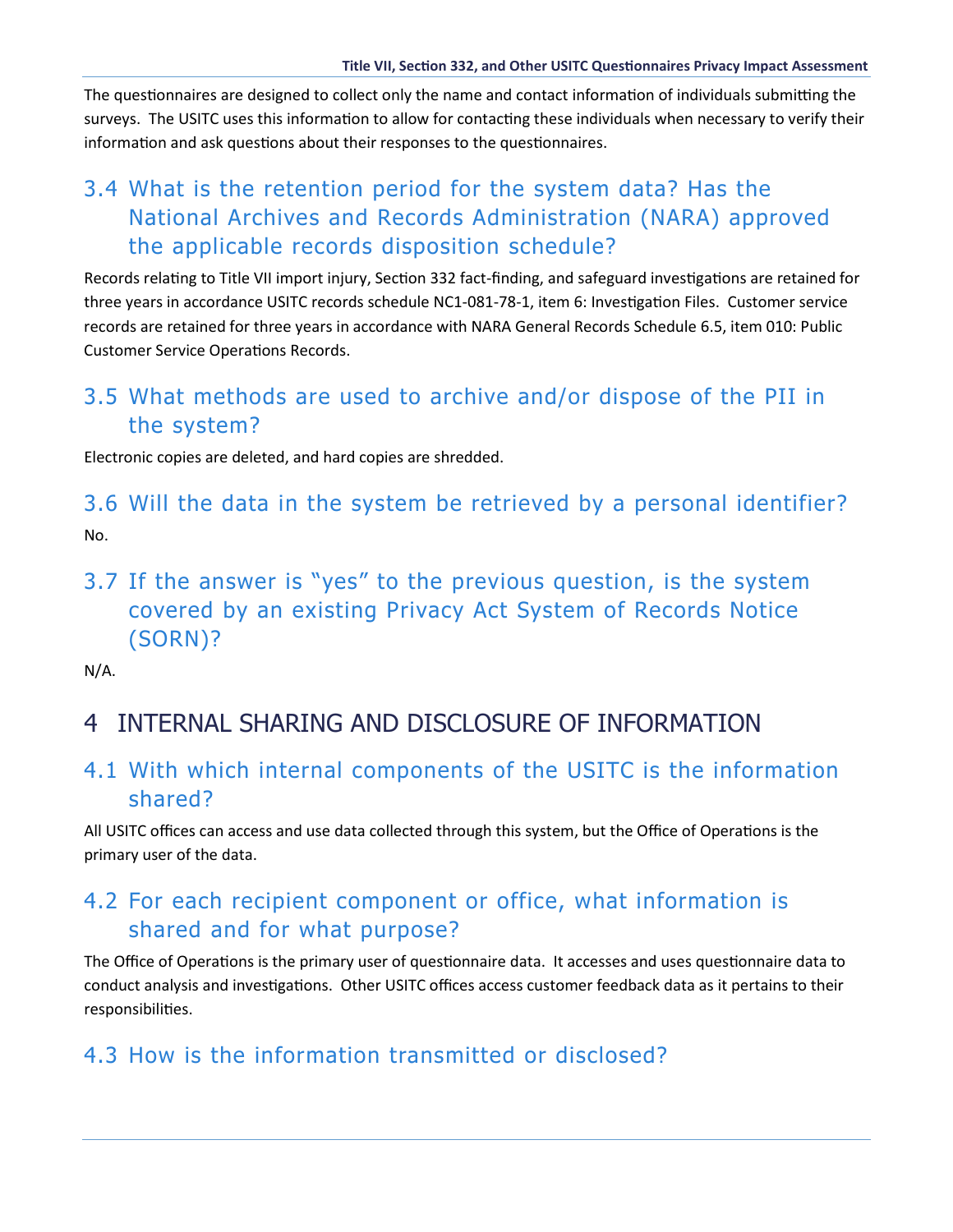The questionnaires are designed to collect only the name and contact information of individuals submitting the surveys. The USITC uses this information to allow for contacting these individuals when necessary to verify their information and ask questions about their responses to the questionnaires.

### 3.4 What is the retention period for the system data? Has the National Archives and Records Administration (NARA) approved the applicable records disposition schedule?

Records relating to Title VII import injury, Section 332 fact-finding, and safeguard investigations are retained for three years in accordance USITC records schedule NC1-081-78-1, item 6: Investigation Files. Customer service records are retained for three years in accordance with NARA General Records Schedule 6.5, item 010: Public Customer Service Operations Records.

### 3.5 What methods are used to archive and/or dispose of the PII in the system?

Electronic copies are deleted, and hard copies are shredded.

### 3.6 Will the data in the system be retrieved by a personal identifier?

No.

### 3.7 If the answer is "yes" to the previous question, is the system covered by an existing Privacy Act System of Records Notice (SORN)?

N/A.

## 4 INTERNAL SHARING AND DISCLOSURE OF INFORMATION

### 4.1 With which internal components of the USITC is the information shared?

All USITC offices can access and use data collected through this system, but the Office of Operations is the primary user of the data.

### 4.2 For each recipient component or office, what information is shared and for what purpose?

The Office of Operations is the primary user of questionnaire data. It accesses and uses questionnaire data to conduct analysis and investigations. Other USITC offices access customer feedback data as it pertains to their responsibilities.

### 4.3 How is the information transmitted or disclosed?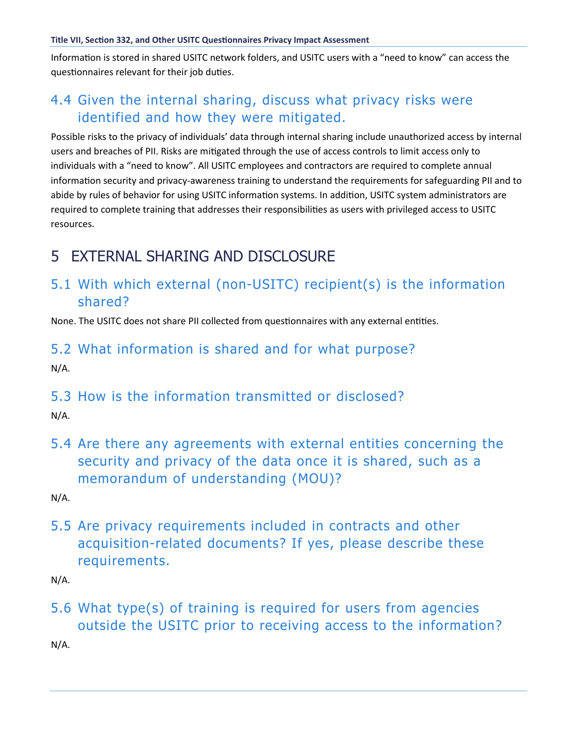Information is stored in shared USITC network folders, and USITC users with a "need to know" can access the questionnaires relevant for their job duties.

### 4.4 Given the internal sharing, discuss what privacy risks were identified and how they were mitigated.

Possible risks to the privacy of individuals' data through internal sharing include unauthorized access by internal users and breaches of PII. Risks are mitigated through the use of access controls to limit access only to individuals with a "need to know". All USITC employees and contractors are required to complete annual information security and privacy-awareness training to understand the requirements for safeguarding PII and to abide by rules of behavior for using USITC information systems. In addition, USITC system administrators are required to complete training that addresses their responsibilities as users with privileged access to USITC resources.

## 5 EXTERNAL SHARING AND DISCLOSURE

### 5.1 With which external (non-USITC) recipient(s) is the information shared?

None. The USITC does not share PII collected from questionnaires with any external entities.

### 5.2 What information is shared and for what purpose?

N/A.

### 5.3 How is the information transmitted or disclosed?

N/A.

### 5.4 Are there any agreements with external entities concerning the security and privacy of the data once it is shared, such as a memorandum of understanding (MOU)?

N/A.

### 5.5 Are privacy requirements included in contracts and other acquisition-related documents? If yes, please describe these requirements.

N/A.

### 5.6 What type(s) of training is required for users from agencies outside the USITC prior to receiving access to the information?

N/A.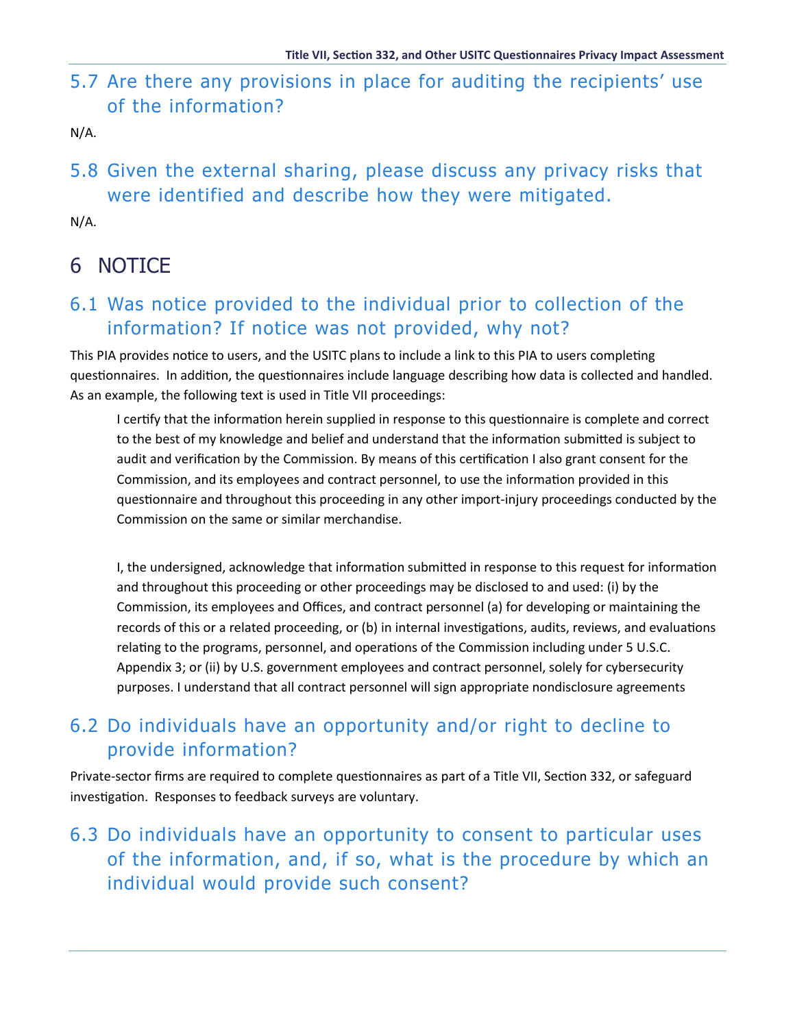## 5.7 Are there any provisions in place for auditing the recipients' use of the information?

N/A.

## 5.8 Given the external sharing, please discuss any privacy risks that were identified and describe how they were mitigated.

N/A.

# 6 NOTICE

## 6.1 Was notice provided to the individual prior to collection of the information? If notice was not provided, why not?

This PIA provides notice to users, and the USITC plans to include a link to this PIA to users completing questionnaires. In addition, the questionnaires include language describing how data is collected and handled. As an example, the following text is used in Title VII proceedings:

> I certify that the information herein supplied in response to this questionnaire is complete and correct to the best of my knowledge and belief and understand that the information submitted is subject to audit and verification by the Commission. By means of this certification I also grant consent for the Commission, and its employees and contract personnel, to use the information provided in this questionnaire and throughout this proceeding in any other import-injury proceedings conducted by the Commission on the same or similar merchandise.
>
> I, the undersigned, acknowledge that information submitted in response to this request for information and throughout this proceeding or other proceedings may be disclosed to and used: (i) by the Commission, its employees and Offices, and contract personnel (a) for developing or maintaining the records of this or a related proceeding, or (b) in internal investigations, audits, reviews, and evaluations relating to the programs, personnel, and operations of the Commission including under 5 U.S.C. Appendix 3; or (ii) by U.S. government employees and contract personnel, solely for cybersecurity purposes. I understand that all contract personnel will sign appropriate nondisclosure agreements

## 6.2 Do individuals have an opportunity and/or right to decline to provide information?

Private-sector firms are required to complete questionnaires as part of a Title VII, Section 332, or safeguard investigation. Responses to feedback surveys are voluntary.

## 6.3 Do individuals have an opportunity to consent to particular uses of the information, and, if so, what is the procedure by which an individual would provide such consent?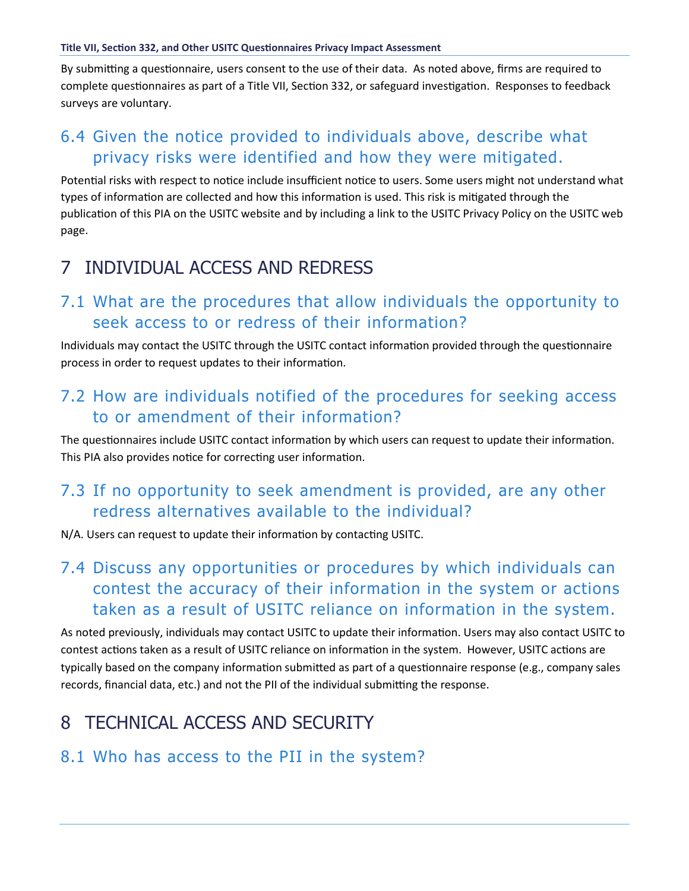By submitting a questionnaire, users consent to the use of their data. As noted above, firms are required to complete questionnaires as part of a Title VII, Section 332, or safeguard investigation. Responses to feedback surveys are voluntary.

### 6.4 Given the notice provided to individuals above, describe what privacy risks were identified and how they were mitigated.

Potential risks with respect to notice include insufficient notice to users. Some users might not understand what types of information are collected and how this information is used. This risk is mitigated through the publication of this PIA on the USITC website and by including a link to the USITC Privacy Policy on the USITC web page.

## 7 INDIVIDUAL ACCESS AND REDRESS

### 7.1 What are the procedures that allow individuals the opportunity to seek access to or redress of their information?

Individuals may contact the USITC through the USITC contact information provided through the questionnaire process in order to request updates to their information.

### 7.2 How are individuals notified of the procedures for seeking access to or amendment of their information?

The questionnaires include USITC contact information by which users can request to update their information. This PIA also provides notice for correcting user information.

### 7.3 If no opportunity to seek amendment is provided, are any other redress alternatives available to the individual?

N/A. Users can request to update their information by contacting USITC.

### 7.4 Discuss any opportunities or procedures by which individuals can contest the accuracy of their information in the system or actions taken as a result of USITC reliance on information in the system.

As noted previously, individuals may contact USITC to update their information. Users may also contact USITC to contest actions taken as a result of USITC reliance on information in the system. However, USITC actions are typically based on the company information submitted as part of a questionnaire response (e.g., company sales records, financial data, etc.) and not the PII of the individual submitting the response.

## 8 TECHNICAL ACCESS AND SECURITY

### 8.1 Who has access to the PII in the system?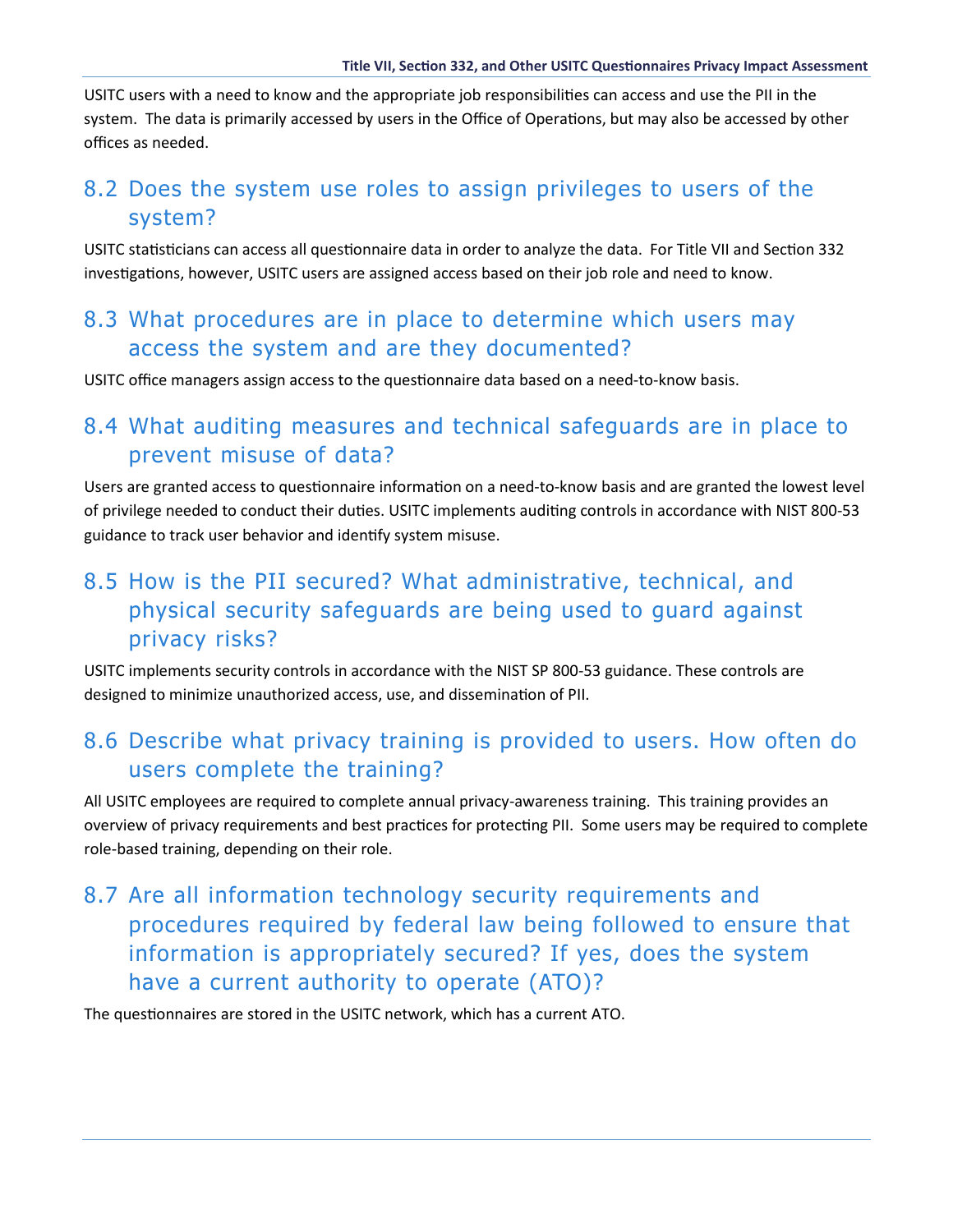USITC users with a need to know and the appropriate job responsibilities can access and use the PII in the system. The data is primarily accessed by users in the Office of Operations, but may also be accessed by other offices as needed.

## 8.2 Does the system use roles to assign privileges to users of the system?

USITC statisticians can access all questionnaire data in order to analyze the data. For Title VII and Section 332 investigations, however, USITC users are assigned access based on their job role and need to know.

## 8.3 What procedures are in place to determine which users may access the system and are they documented?

USITC office managers assign access to the questionnaire data based on a need-to-know basis.

## 8.4 What auditing measures and technical safeguards are in place to prevent misuse of data?

Users are granted access to questionnaire information on a need-to-know basis and are granted the lowest level of privilege needed to conduct their duties. USITC implements auditing controls in accordance with NIST 800-53 guidance to track user behavior and identify system misuse.

## 8.5 How is the PII secured? What administrative, technical, and physical security safeguards are being used to guard against privacy risks?

USITC implements security controls in accordance with the NIST SP 800-53 guidance. These controls are designed to minimize unauthorized access, use, and dissemination of PII.

## 8.6 Describe what privacy training is provided to users. How often do users complete the training?

All USITC employees are required to complete annual privacy-awareness training. This training provides an overview of privacy requirements and best practices for protecting PII. Some users may be required to complete role-based training, depending on their role.

## 8.7 Are all information technology security requirements and procedures required by federal law being followed to ensure that information is appropriately secured? If yes, does the system have a current authority to operate (ATO)?

The questionnaires are stored in the USITC network, which has a current ATO.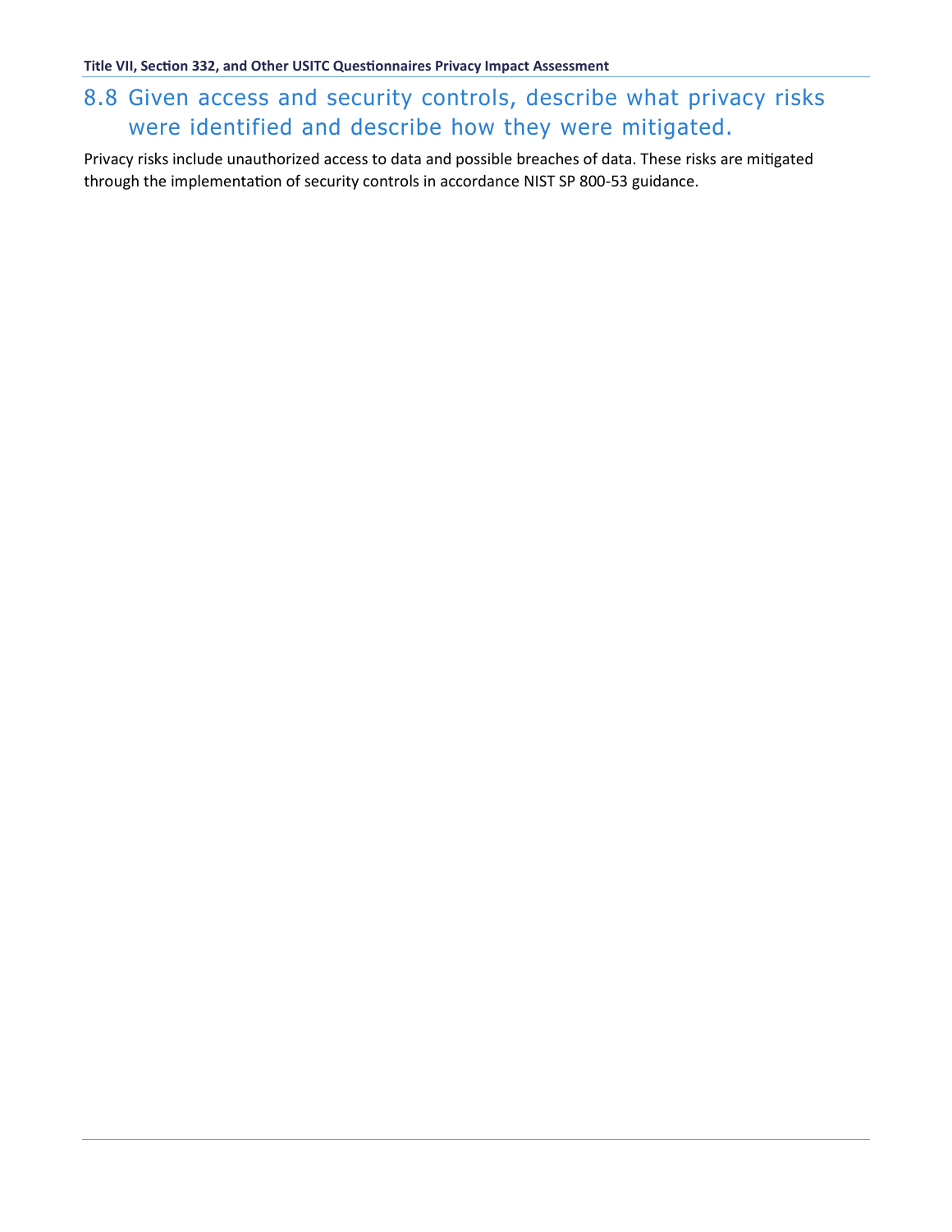## 8.8 Given access and security controls, describe what privacy risks were identified and describe how they were mitigated.

Privacy risks include unauthorized access to data and possible breaches of data. These risks are mitigated through the implementation of security controls in accordance NIST SP 800-53 guidance.